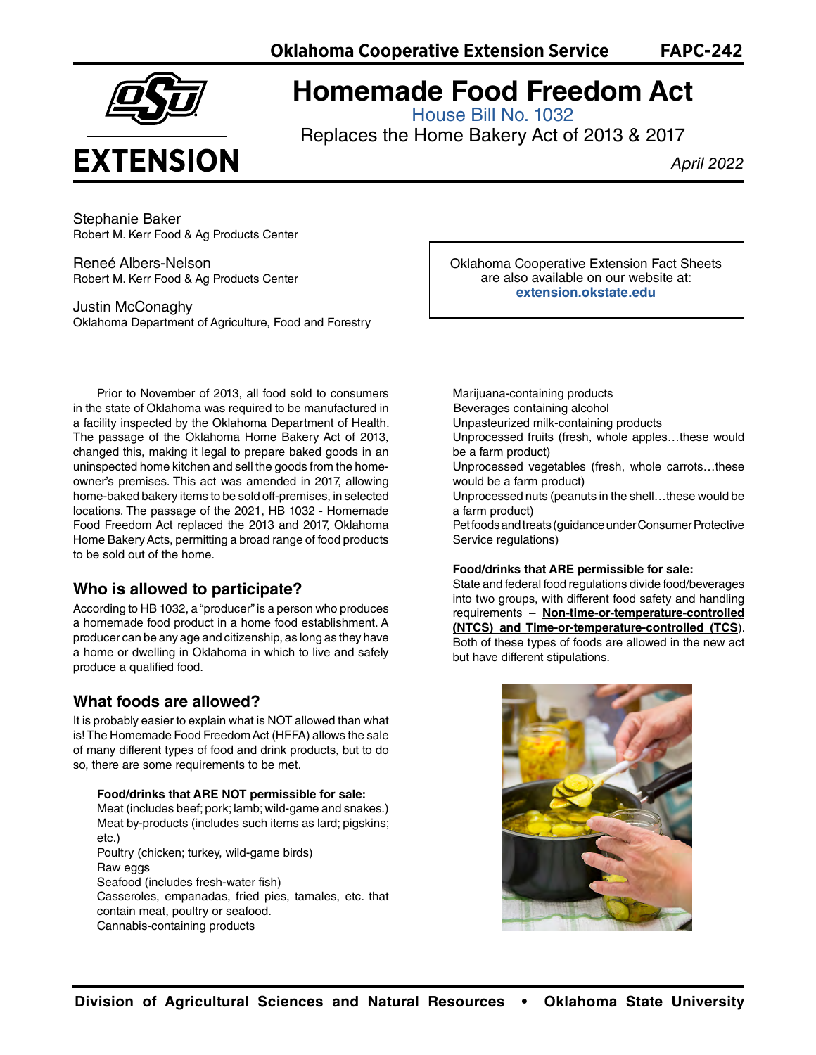Oklahoma Cooperative Extension Service FAPC-242

# Homemade Food Freedom Act

House Bill No. 1032

Replaces the Home Bakery Act of 2013 & 2017

*April 2022*

Stephanie Baker
Robert M. Kerr Food & Ag Products Center

Reneé Albers-Nelson
Robert M. Kerr Food & Ag Products Center

Justin McConaghy
Oklahoma Department of Agriculture, Food and Forestry

Oklahoma Cooperative Extension Fact Sheets are also available on our website at: **extension.okstate.edu**

Prior to November of 2013, all food sold to consumers in the state of Oklahoma was required to be manufactured in a facility inspected by the Oklahoma Department of Health. The passage of the Oklahoma Home Bakery Act of 2013, changed this, making it legal to prepare baked goods in an uninspected home kitchen and sell the goods from the homeowner's premises. This act was amended in 2017, allowing home-baked bakery items to be sold off-premises, in selected locations. The passage of the 2021, HB 1032 - Homemade Food Freedom Act replaced the 2013 and 2017, Oklahoma Home Bakery Acts, permitting a broad range of food products to be sold out of the home.

## Who is allowed to participate?

According to HB 1032, a "producer" is a person who produces a homemade food product in a home food establishment. A producer can be any age and citizenship, as long as they have a home or dwelling in Oklahoma in which to live and safely produce a qualified food.

## What foods are allowed?

It is probably easier to explain what is NOT allowed than what is! The Homemade Food Freedom Act (HFFA) allows the sale of many different types of food and drink products, but to do so, there are some requirements to be met.

**Food/drinks that ARE NOT permissible for sale:**

Meat (includes beef; pork; lamb; wild-game and snakes.)
Meat by-products (includes such items as lard; pigskins; etc.)
Poultry (chicken; turkey, wild-game birds)
Raw eggs
Seafood (includes fresh-water fish)
Casseroles, empanadas, fried pies, tamales, etc. that contain meat, poultry or seafood.
Cannabis-containing products
Marijuana-containing products
Beverages containing alcohol
Unpasteurized milk-containing products
Unprocessed fruits (fresh, whole apples…these would be a farm product)
Unprocessed vegetables (fresh, whole carrots…these would be a farm product)
Unprocessed nuts (peanuts in the shell…these would be a farm product)
Pet foods and treats (guidance under Consumer Protective Service regulations)

**Food/drinks that ARE permissible for sale:**

State and federal food regulations divide food/beverages into two groups, with different food safety and handling requirements – **Non-time-or-temperature-controlled (NTCS) and Time-or-temperature-controlled (TCS)**. Both of these types of foods are allowed in the new act but have different stipulations.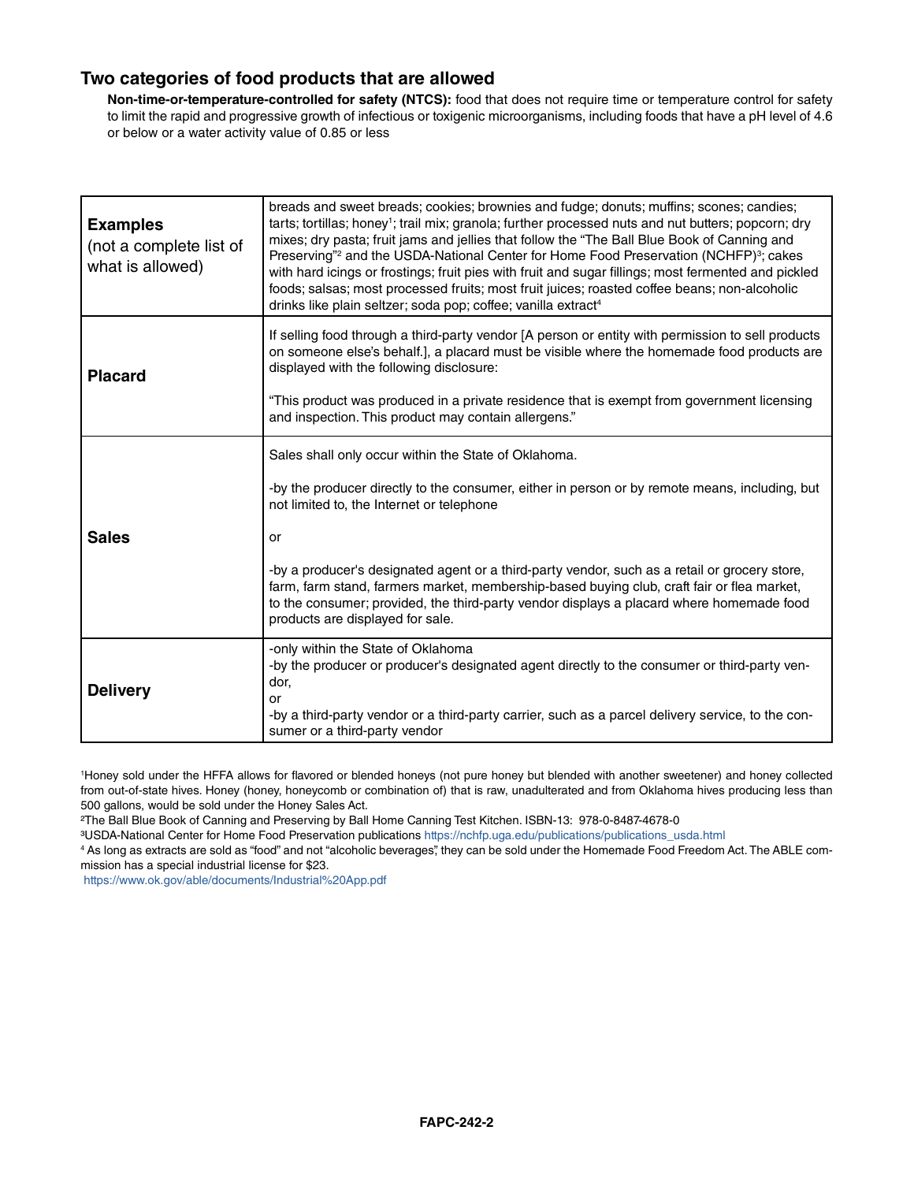## Two categories of food products that are allowed

**Non-time-or-temperature-controlled for safety (NTCS):** food that does not require time or temperature control for safety to limit the rapid and progressive growth of infectious or toxigenic microorganisms, including foods that have a pH level of 4.6 or below or a water activity value of 0.85 or less

| | |
|---|---|
| **Examples** (not a complete list of what is allowed) | breads and sweet breads; cookies; brownies and fudge; donuts; muffins; scones; candies; tarts; tortillas; honey[1]; trail mix; granola; further processed nuts and nut butters; popcorn; dry mixes; dry pasta; fruit jams and jellies that follow the "The Ball Blue Book of Canning and Preserving"[2] and the USDA-National Center for Home Food Preservation (NCHFP)[3]; cakes with hard icings or frostings; fruit pies with fruit and sugar fillings; most fermented and pickled foods; salsas; most processed fruits; most fruit juices; roasted coffee beans; non-alcoholic drinks like plain seltzer; soda pop; coffee; vanilla extract[4] |
| **Placard** | If selling food through a third-party vendor [A person or entity with permission to sell products on someone else's behalf.], a placard must be visible where the homemade food products are displayed with the following disclosure:<br><br>"This product was produced in a private residence that is exempt from government licensing and inspection. This product may contain allergens." |
| **Sales** | Sales shall only occur within the State of Oklahoma.<br><br>-by the producer directly to the consumer, either in person or by remote means, including, but not limited to, the Internet or telephone<br><br>or<br><br>-by a producer's designated agent or a third-party vendor, such as a retail or grocery store, farm, farm stand, farmers market, membership-based buying club, craft fair or flea market, to the consumer; provided, the third-party vendor displays a placard where homemade food products are displayed for sale. |
| **Delivery** | -only within the State of Oklahoma<br>-by the producer or producer's designated agent directly to the consumer or third-party vendor,<br>or<br>-by a third-party vendor or a third-party carrier, such as a parcel delivery service, to the consumer or a third-party vendor |

[1] Honey sold under the HFFA allows for flavored or blended honeys (not pure honey but blended with another sweetener) and honey collected from out-of-state hives. Honey (honey, honeycomb or combination of) that is raw, unadulterated and from Oklahoma hives producing less than 500 gallons, would be sold under the Honey Sales Act.

[2] The Ball Blue Book of Canning and Preserving by Ball Home Canning Test Kitchen. ISBN-13: 978-0-8487-4678-0

[3] USDA-National Center for Home Food Preservation publications https://nchfp.uga.edu/publications/publications_usda.html

[4] As long as extracts are sold as "food" and not "alcoholic beverages", they can be sold under the Homemade Food Freedom Act. The ABLE commission has a special industrial license for $23.
https://www.ok.gov/able/documents/Industrial%20App.pdf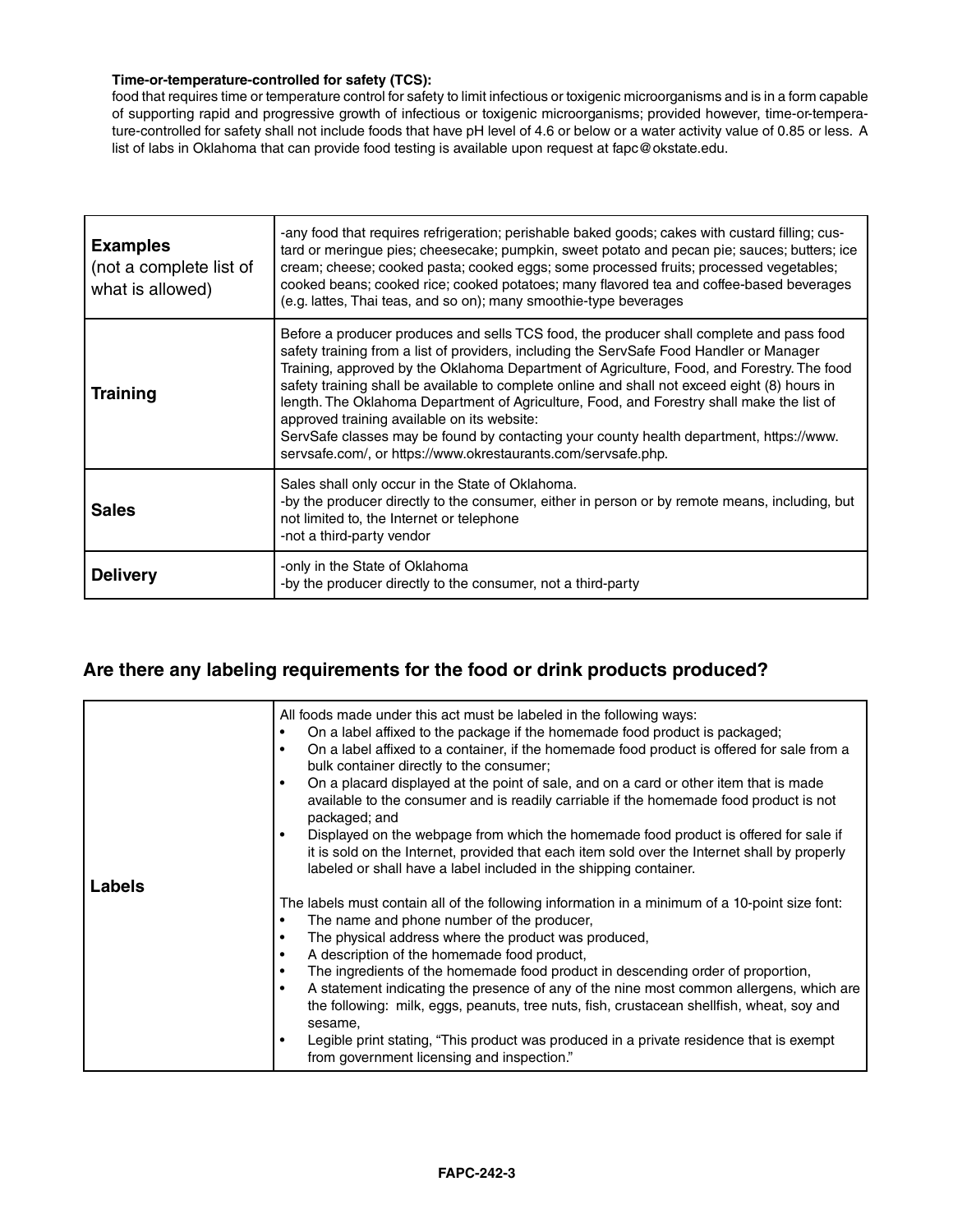**Time-or-temperature-controlled for safety (TCS):**
food that requires time or temperature control for safety to limit infectious or toxigenic microorganisms and is in a form capable of supporting rapid and progressive growth of infectious or toxigenic microorganisms; provided however, time-or-temperature-controlled for safety shall not include foods that have pH level of 4.6 or below or a water activity value of 0.85 or less. A list of labs in Oklahoma that can provide food testing is available upon request at fapc@okstate.edu.

| | |
|---|---|
| **Examples** (not a complete list of what is allowed) | -any food that requires refrigeration; perishable baked goods; cakes with custard filling; custard or meringue pies; cheesecake; pumpkin, sweet potato and pecan pie; sauces; butters; ice cream; cheese; cooked pasta; cooked eggs; some processed fruits; processed vegetables; cooked beans; cooked rice; cooked potatoes; many flavored tea and coffee-based beverages (e.g. lattes, Thai teas, and so on); many smoothie-type beverages |
| **Training** | Before a producer produces and sells TCS food, the producer shall complete and pass food safety training from a list of providers, including the ServSafe Food Handler or Manager Training, approved by the Oklahoma Department of Agriculture, Food, and Forestry. The food safety training shall be available to complete online and shall not exceed eight (8) hours in length. The Oklahoma Department of Agriculture, Food, and Forestry shall make the list of approved training available on its website:<br>ServSafe classes may be found by contacting your county health department, https://www.servsafe.com/, or https://www.okrestaurants.com/servsafe.php. |
| **Sales** | Sales shall only occur in the State of Oklahoma.<br>-by the producer directly to the consumer, either in person or by remote means, including, but not limited to, the Internet or telephone<br>-not a third-party vendor |
| **Delivery** | -only in the State of Oklahoma<br>-by the producer directly to the consumer, not a third-party |

## Are there any labeling requirements for the food or drink products produced?

| | |
|---|---|
| **Labels** | All foods made under this act must be labeled in the following ways:<br>• On a label affixed to the package if the homemade food product is packaged;<br>• On a label affixed to a container, if the homemade food product is offered for sale from a bulk container directly to the consumer;<br>• On a placard displayed at the point of sale, and on a card or other item that is made available to the consumer and is readily carriable if the homemade food product is not packaged; and<br>• Displayed on the webpage from which the homemade food product is offered for sale if it is sold on the Internet, provided that each item sold over the Internet shall by properly labeled or shall have a label included in the shipping container.<br><br>The labels must contain all of the following information in a minimum of a 10-point size font:<br>• The name and phone number of the producer,<br>• The physical address where the product was produced,<br>• A description of the homemade food product,<br>• The ingredients of the homemade food product in descending order of proportion,<br>• A statement indicating the presence of any of the nine most common allergens, which are the following: milk, eggs, peanuts, tree nuts, fish, crustacean shellfish, wheat, soy and sesame,<br>• Legible print stating, "This product was produced in a private residence that is exempt from government licensing and inspection." |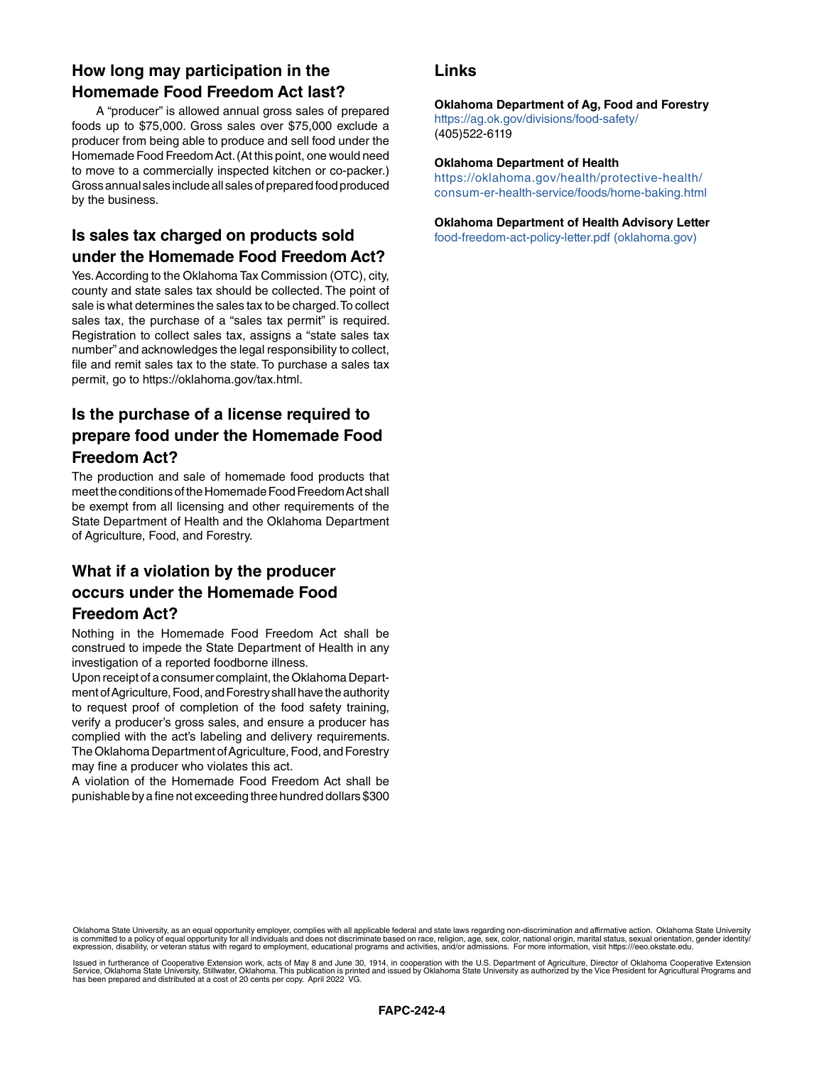## How long may participation in the Homemade Food Freedom Act last?

A "producer" is allowed annual gross sales of prepared foods up to $75,000. Gross sales over $75,000 exclude a producer from being able to produce and sell food under the Homemade Food Freedom Act. (At this point, one would need to move to a commercially inspected kitchen or co-packer.) Gross annual sales include all sales of prepared food produced by the business.

## Is sales tax charged on products sold under the Homemade Food Freedom Act?

Yes. According to the Oklahoma Tax Commission (OTC), city, county and state sales tax should be collected. The point of sale is what determines the sales tax to be charged. To collect sales tax, the purchase of a "sales tax permit" is required. Registration to collect sales tax, assigns a "state sales tax number" and acknowledges the legal responsibility to collect, file and remit sales tax to the state. To purchase a sales tax permit, go to https://oklahoma.gov/tax.html.

## Is the purchase of a license required to prepare food under the Homemade Food Freedom Act?

The production and sale of homemade food products that meet the conditions of the Homemade Food Freedom Act shall be exempt from all licensing and other requirements of the State Department of Health and the Oklahoma Department of Agriculture, Food, and Forestry.

## What if a violation by the producer occurs under the Homemade Food Freedom Act?

Nothing in the Homemade Food Freedom Act shall be construed to impede the State Department of Health in any investigation of a reported foodborne illness.

Upon receipt of a consumer complaint, the Oklahoma Department of Agriculture, Food, and Forestry shall have the authority to request proof of completion of the food safety training, verify a producer's gross sales, and ensure a producer has complied with the act's labeling and delivery requirements. The Oklahoma Department of Agriculture, Food, and Forestry may fine a producer who violates this act.

A violation of the Homemade Food Freedom Act shall be punishable by a fine not exceeding three hundred dollars $300

## Links

**Oklahoma Department of Ag, Food and Forestry**
https://ag.ok.gov/divisions/food-safety/
(405)522-6119

**Oklahoma Department of Health**
https://oklahoma.gov/health/protective-health/consum-er-health-service/foods/home-baking.html

**Oklahoma Department of Health Advisory Letter**
food-freedom-act-policy-letter.pdf (oklahoma.gov)

Oklahoma State University, as an equal opportunity employer, complies with all applicable federal and state laws regarding non-discrimination and affirmative action. Oklahoma State University is committed to a policy of equal opportunity for all individuals and does not discriminate based on race, religion, age, sex, color, national origin, marital status, sexual orientation, gender identity/expression, disability, or veteran status with regard to employment, educational programs and activities, and/or admissions. For more information, visit https:///eeo.okstate.edu.

Issued in furtherance of Cooperative Extension work, acts of May 8 and June 30, 1914, in cooperation with the U.S. Department of Agriculture, Director of Oklahoma Cooperative Extension Service, Oklahoma State University, Stillwater, Oklahoma. This publication is printed and issued by Oklahoma State University as authorized by the Vice President for Agricultural Programs and has been prepared and distributed at a cost of 20 cents per copy. April 2022 VG.